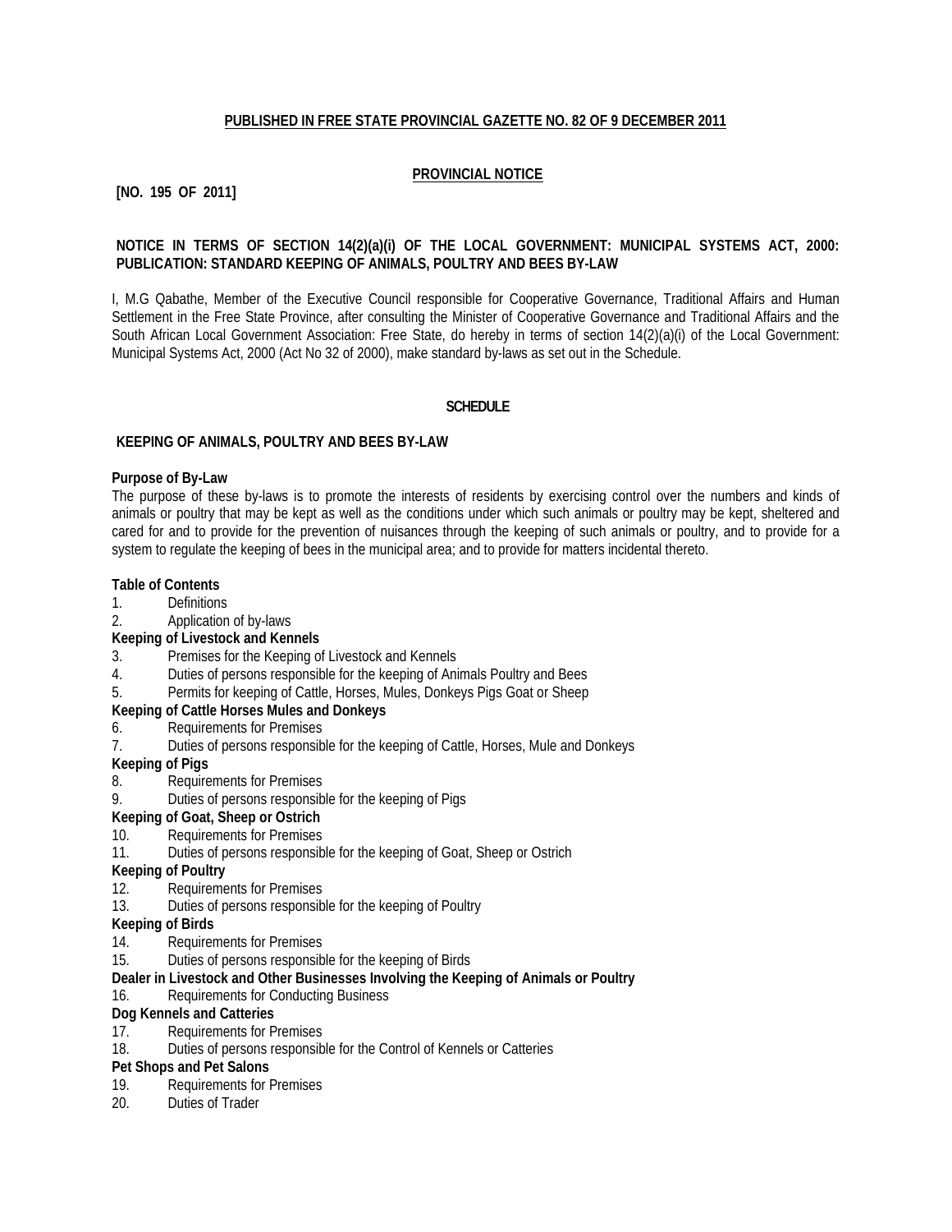**PUBLISHED IN FREE STATE PROVINCIAL GAZETTE NO. 82 OF 9 DECEMBER 2011**

**PROVINCIAL NOTICE**

**[NO. 195 OF 2011]**

**NOTICE IN TERMS OF SECTION 14(2)(a)(i) OF THE LOCAL GOVERNMENT: MUNICIPAL SYSTEMS ACT, 2000: PUBLICATION: STANDARD KEEPING OF ANIMALS, POULTRY AND BEES BY-LAW**

I, M.G Qabathe, Member of the Executive Council responsible for Cooperative Governance, Traditional Affairs and Human Settlement in the Free State Province, after consulting the Minister of Cooperative Governance and Traditional Affairs and the South African Local Government Association: Free State, do hereby in terms of section 14(2)(a)(i) of the Local Government: Municipal Systems Act, 2000 (Act No 32 of 2000), make standard by-laws as set out in the Schedule.

**SCHEDULE**

**KEEPING OF ANIMALS, POULTRY AND BEES BY-LAW**

**Purpose of By-Law**

The purpose of these by-laws is to promote the interests of residents by exercising control over the numbers and kinds of animals or poultry that may be kept as well as the conditions under which such animals or poultry may be kept, sheltered and cared for and to provide for the prevention of nuisances through the keeping of such animals or poultry, and to provide for a system to regulate the keeping of bees in the municipal area; and to provide for matters incidental thereto.

**Table of Contents**

1. Definitions
2. Application of by-laws

**Keeping of Livestock and Kennels**

3. Premises for the Keeping of Livestock and Kennels
4. Duties of persons responsible for the keeping of Animals Poultry and Bees
5. Permits for keeping of Cattle, Horses, Mules, Donkeys Pigs Goat or Sheep

**Keeping of Cattle Horses Mules and Donkeys**

6. Requirements for Premises
7. Duties of persons responsible for the keeping of Cattle, Horses, Mule and Donkeys

**Keeping of Pigs**

8. Requirements for Premises
9. Duties of persons responsible for the keeping of Pigs

**Keeping of Goat, Sheep or Ostrich**

10. Requirements for Premises
11. Duties of persons responsible for the keeping of Goat, Sheep or Ostrich

**Keeping of Poultry**

12. Requirements for Premises
13. Duties of persons responsible for the keeping of Poultry

**Keeping of Birds**

14. Requirements for Premises
15. Duties of persons responsible for the keeping of Birds

**Dealer in Livestock and Other Businesses Involving the Keeping of Animals or Poultry**

16. Requirements for Conducting Business

**Dog Kennels and Catteries**

17. Requirements for Premises
18. Duties of persons responsible for the Control of Kennels or Catteries

**Pet Shops and Pet Salons**

19. Requirements for Premises
20. Duties of Trader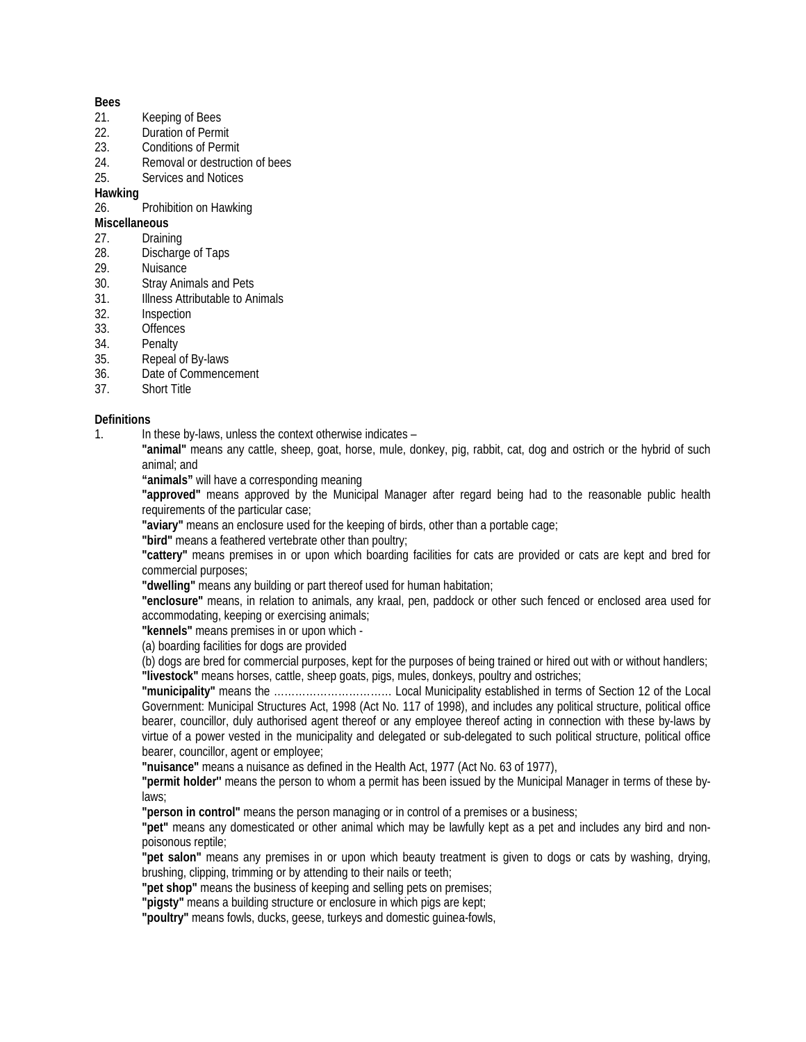**Bees**

21. Keeping of Bees
22. Duration of Permit
23. Conditions of Permit
24. Removal or destruction of bees
25. Services and Notices

**Hawking**

26. Prohibition on Hawking

**Miscellaneous**

27. Draining
28. Discharge of Taps
29. Nuisance
30. Stray Animals and Pets
31. Illness Attributable to Animals
32. Inspection
33. Offences
34. Penalty
35. Repeal of By-laws
36. Date of Commencement
37. Short Title

**Definitions**

1. In these by-laws, unless the context otherwise indicates –

**"animal"** means any cattle, sheep, goat, horse, mule, donkey, pig, rabbit, cat, dog and ostrich or the hybrid of such animal; and

**"animals"** will have a corresponding meaning

**"approved"** means approved by the Municipal Manager after regard being had to the reasonable public health requirements of the particular case;

**"aviary"** means an enclosure used for the keeping of birds, other than a portable cage;

**"bird"** means a feathered vertebrate other than poultry;

**"cattery"** means premises in or upon which boarding facilities for cats are provided or cats are kept and bred for commercial purposes;

**"dwelling"** means any building or part thereof used for human habitation;

**"enclosure"** means, in relation to animals, any kraal, pen, paddock or other such fenced or enclosed area used for accommodating, keeping or exercising animals;

**"kennels"** means premises in or upon which -

(a) boarding facilities for dogs are provided

(b) dogs are bred for commercial purposes, kept for the purposes of being trained or hired out with or without handlers;

**"livestock"** means horses, cattle, sheep goats, pigs, mules, donkeys, poultry and ostriches;

**"municipality"** means the …………………………… Local Municipality established in terms of Section 12 of the Local Government: Municipal Structures Act, 1998 (Act No. 117 of 1998), and includes any political structure, political office bearer, councillor, duly authorised agent thereof or any employee thereof acting in connection with these by-laws by virtue of a power vested in the municipality and delegated or sub-delegated to such political structure, political office bearer, councillor, agent or employee;

**"nuisance"** means a nuisance as defined in the Health Act, 1977 (Act No. 63 of 1977),

**"permit holder"** means the person to whom a permit has been issued by the Municipal Manager in terms of these by-laws;

**"person in control"** means the person managing or in control of a premises or a business;

**"pet"** means any domesticated or other animal which may be lawfully kept as a pet and includes any bird and non-poisonous reptile;

**"pet salon"** means any premises in or upon which beauty treatment is given to dogs or cats by washing, drying, brushing, clipping, trimming or by attending to their nails or teeth;

**"pet shop"** means the business of keeping and selling pets on premises;

**"pigsty"** means a building structure or enclosure in which pigs are kept;

**"poultry"** means fowls, ducks, geese, turkeys and domestic guinea-fowls,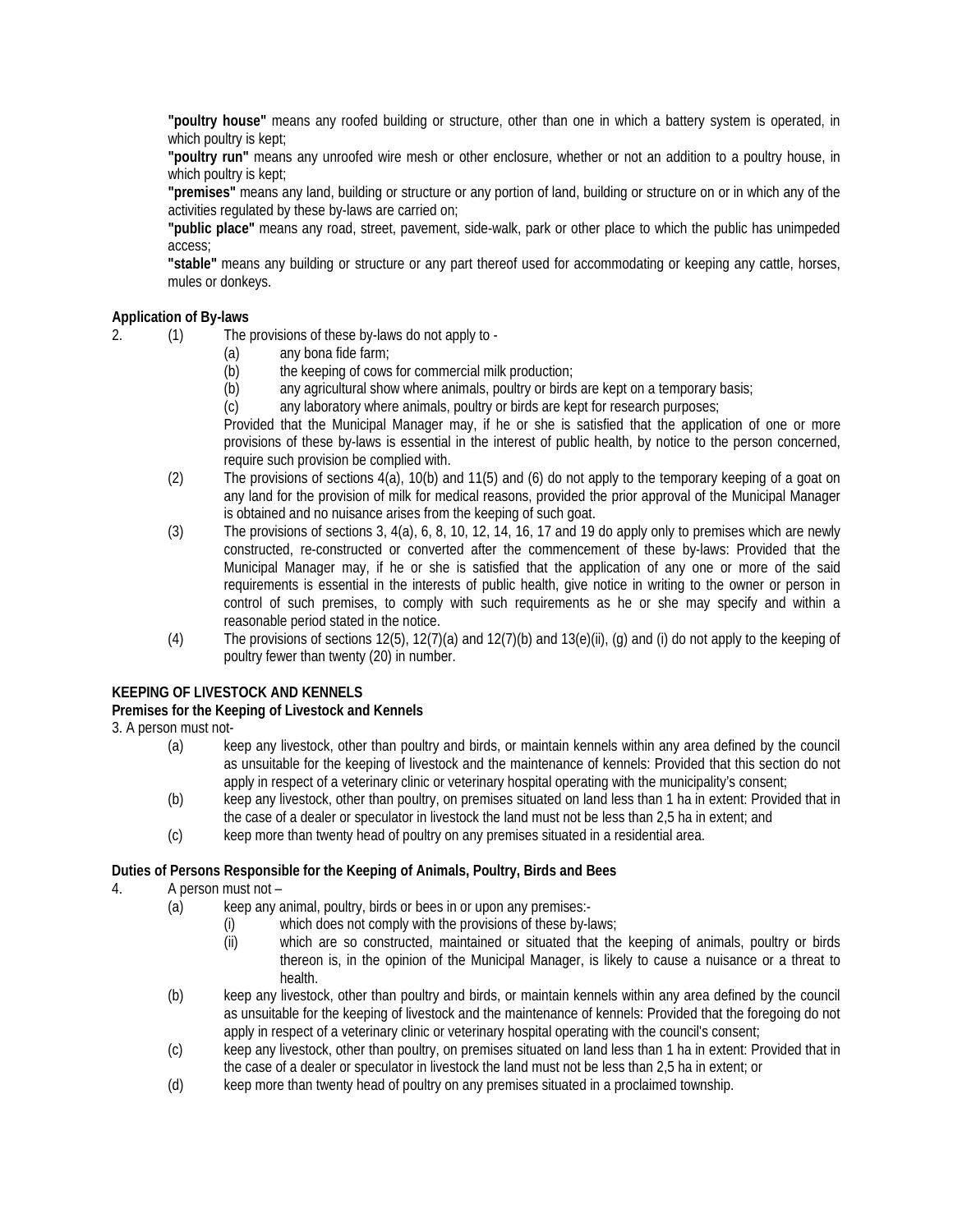**"poultry house"** means any roofed building or structure, other than one in which a battery system is operated, in which poultry is kept;

**"poultry run"** means any unroofed wire mesh or other enclosure, whether or not an addition to a poultry house, in which poultry is kept;

**"premises"** means any land, building or structure or any portion of land, building or structure on or in which any of the activities regulated by these by-laws are carried on;

**"public place"** means any road, street, pavement, side-walk, park or other place to which the public has unimpeded access;

**"stable"** means any building or structure or any part thereof used for accommodating or keeping any cattle, horses, mules or donkeys.

**Application of By-laws**

2. (1) The provisions of these by-laws do not apply to -
   (a) any bona fide farm;
   (b) the keeping of cows for commercial milk production;
   (b) any agricultural show where animals, poultry or birds are kept on a temporary basis;
   (c) any laboratory where animals, poultry or birds are kept for research purposes;

   Provided that the Municipal Manager may, if he or she is satisfied that the application of one or more provisions of these by-laws is essential in the interest of public health, by notice to the person concerned, require such provision be complied with.

   (2) The provisions of sections 4(a), 10(b) and 11(5) and (6) do not apply to the temporary keeping of a goat on any land for the provision of milk for medical reasons, provided the prior approval of the Municipal Manager is obtained and no nuisance arises from the keeping of such goat.

   (3) The provisions of sections 3, 4(a), 6, 8, 10, 12, 14, 16, 17 and 19 do apply only to premises which are newly constructed, re-constructed or converted after the commencement of these by-laws: Provided that the Municipal Manager may, if he or she is satisfied that the application of any one or more of the said requirements is essential in the interests of public health, give notice in writing to the owner or person in control of such premises, to comply with such requirements as he or she may specify and within a reasonable period stated in the notice.

   (4) The provisions of sections 12(5), 12(7)(a) and 12(7)(b) and 13(e)(ii), (g) and (i) do not apply to the keeping of poultry fewer than twenty (20) in number.

**KEEPING OF LIVESTOCK AND KENNELS**

**Premises for the Keeping of Livestock and Kennels**

3. A person must not-
   (a) keep any livestock, other than poultry and birds, or maintain kennels within any area defined by the council as unsuitable for the keeping of livestock and the maintenance of kennels: Provided that this section do not apply in respect of a veterinary clinic or veterinary hospital operating with the municipality's consent;
   (b) keep any livestock, other than poultry, on premises situated on land less than 1 ha in extent: Provided that in the case of a dealer or speculator in livestock the land must not be less than 2,5 ha in extent; and
   (c) keep more than twenty head of poultry on any premises situated in a residential area.

**Duties of Persons Responsible for the Keeping of Animals, Poultry, Birds and Bees**

4. A person must not –
   (a) keep any animal, poultry, birds or bees in or upon any premises:-
      (i) which does not comply with the provisions of these by-laws;
      (ii) which are so constructed, maintained or situated that the keeping of animals, poultry or birds thereon is, in the opinion of the Municipal Manager, is likely to cause a nuisance or a threat to health.
   (b) keep any livestock, other than poultry and birds, or maintain kennels within any area defined by the council as unsuitable for the keeping of livestock and the maintenance of kennels: Provided that the foregoing do not apply in respect of a veterinary clinic or veterinary hospital operating with the council's consent;
   (c) keep any livestock, other than poultry, on premises situated on land less than 1 ha in extent: Provided that in the case of a dealer or speculator in livestock the land must not be less than 2,5 ha in extent; or
   (d) keep more than twenty head of poultry on any premises situated in a proclaimed township.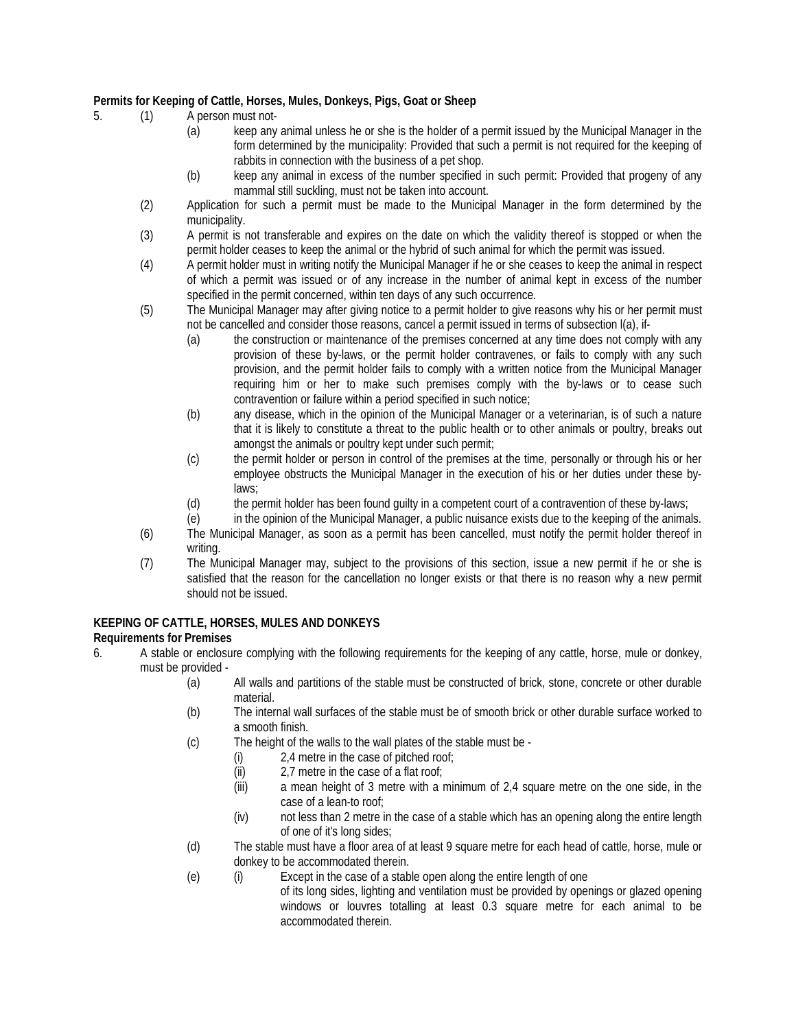**Permits for Keeping of Cattle, Horses, Mules, Donkeys, Pigs, Goat or Sheep**

5. (1) A person must not-

   (a) keep any animal unless he or she is the holder of a permit issued by the Municipal Manager in the form determined by the municipality: Provided that such a permit is not required for the keeping of rabbits in connection with the business of a pet shop.

   (b) keep any animal in excess of the number specified in such permit: Provided that progeny of any mammal still suckling, must not be taken into account.

   (2) Application for such a permit must be made to the Municipal Manager in the form determined by the municipality.

   (3) A permit is not transferable and expires on the date on which the validity thereof is stopped or when the permit holder ceases to keep the animal or the hybrid of such animal for which the permit was issued.

   (4) A permit holder must in writing notify the Municipal Manager if he or she ceases to keep the animal in respect of which a permit was issued or of any increase in the number of animal kept in excess of the number specified in the permit concerned, within ten days of any such occurrence.

   (5) The Municipal Manager may after giving notice to a permit holder to give reasons why his or her permit must not be cancelled and consider those reasons, cancel a permit issued in terms of subsection l(a), if-

   (a) the construction or maintenance of the premises concerned at any time does not comply with any provision of these by-laws, or the permit holder contravenes, or fails to comply with any such provision, and the permit holder fails to comply with a written notice from the Municipal Manager requiring him or her to make such premises comply with the by-laws or to cease such contravention or failure within a period specified in such notice;

   (b) any disease, which in the opinion of the Municipal Manager or a veterinarian, is of such a nature that it is likely to constitute a threat to the public health or to other animals or poultry, breaks out amongst the animals or poultry kept under such permit;

   (c) the permit holder or person in control of the premises at the time, personally or through his or her employee obstructs the Municipal Manager in the execution of his or her duties under these by-laws;

   (d) the permit holder has been found guilty in a competent court of a contravention of these by-laws;

   (e) in the opinion of the Municipal Manager, a public nuisance exists due to the keeping of the animals.

   (6) The Municipal Manager, as soon as a permit has been cancelled, must notify the permit holder thereof in writing.

   (7) The Municipal Manager may, subject to the provisions of this section, issue a new permit if he or she is satisfied that the reason for the cancellation no longer exists or that there is no reason why a new permit should not be issued.

**KEEPING OF CATTLE, HORSES, MULES AND DONKEYS**

**Requirements for Premises**

6. A stable or enclosure complying with the following requirements for the keeping of any cattle, horse, mule or donkey, must be provided -

   (a) All walls and partitions of the stable must be constructed of brick, stone, concrete or other durable material.

   (b) The internal wall surfaces of the stable must be of smooth brick or other durable surface worked to a smooth finish.

   (c) The height of the walls to the wall plates of the stable must be -

      (i) 2,4 metre in the case of pitched roof;

      (ii) 2,7 metre in the case of a flat roof;

      (iii) a mean height of 3 metre with a minimum of 2,4 square metre on the one side, in the case of a lean-to roof;

      (iv) not less than 2 metre in the case of a stable which has an opening along the entire length of one of it's long sides;

   (d) The stable must have a floor area of at least 9 square metre for each head of cattle, horse, mule or donkey to be accommodated therein.

   (e) (i) Except in the case of a stable open along the entire length of one of its long sides, lighting and ventilation must be provided by openings or glazed opening windows or louvres totalling at least 0.3 square metre for each animal to be accommodated therein.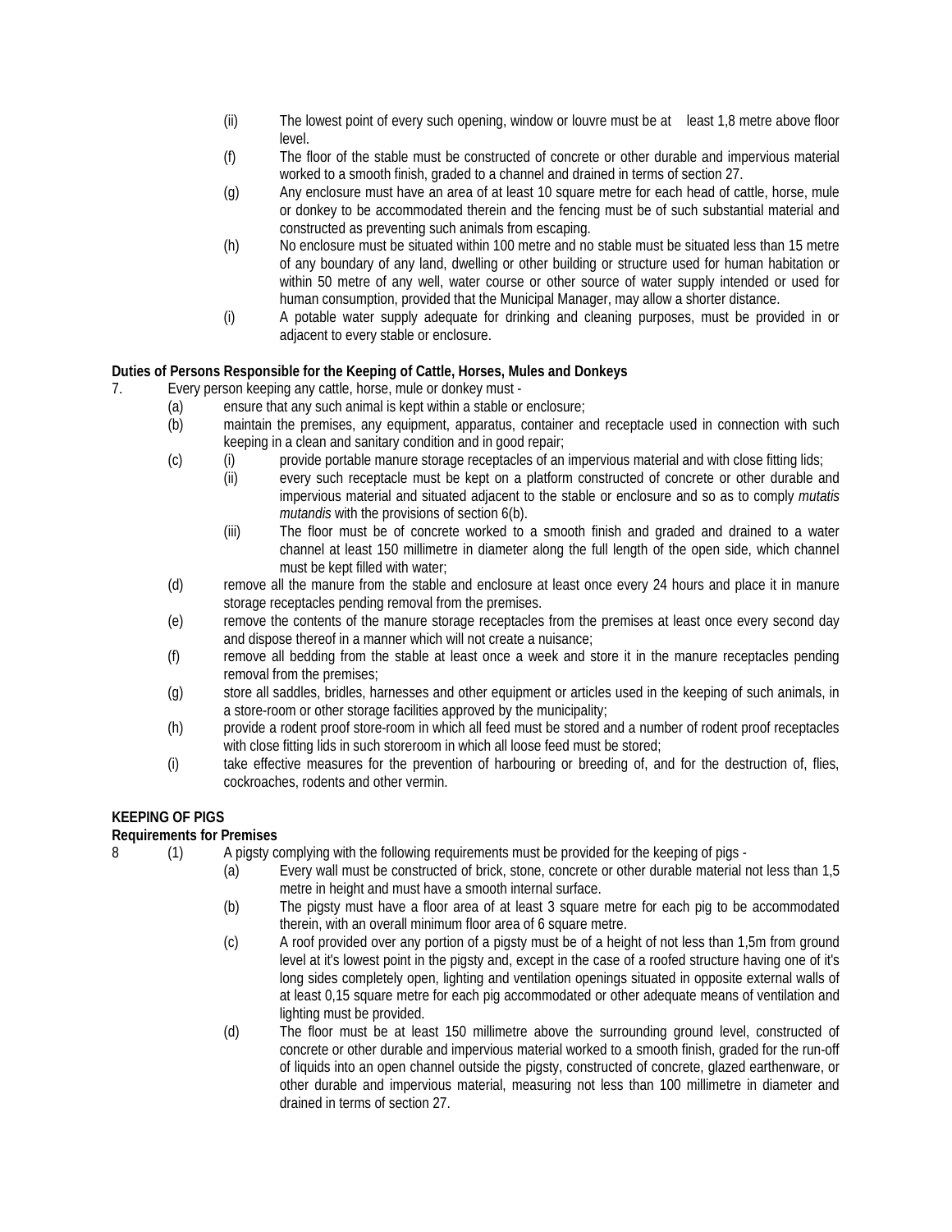(ii) The lowest point of every such opening, window or louvre must be at least 1,8 metre above floor level.

(f) The floor of the stable must be constructed of concrete or other durable and impervious material worked to a smooth finish, graded to a channel and drained in terms of section 27.

(g) Any enclosure must have an area of at least 10 square metre for each head of cattle, horse, mule or donkey to be accommodated therein and the fencing must be of such substantial material and constructed as preventing such animals from escaping.

(h) No enclosure must be situated within 100 metre and no stable must be situated less than 15 metre of any boundary of any land, dwelling or other building or structure used for human habitation or within 50 metre of any well, water course or other source of water supply intended or used for human consumption, provided that the Municipal Manager, may allow a shorter distance.

(i) A potable water supply adequate for drinking and cleaning purposes, must be provided in or adjacent to every stable or enclosure.

**Duties of Persons Responsible for the Keeping of Cattle, Horses, Mules and Donkeys**

7. Every person keeping any cattle, horse, mule or donkey must -

(a) ensure that any such animal is kept within a stable or enclosure;

(b) maintain the premises, any equipment, apparatus, container and receptacle used in connection with such keeping in a clean and sanitary condition and in good repair;

(c) (i) provide portable manure storage receptacles of an impervious material and with close fitting lids;

(ii) every such receptacle must be kept on a platform constructed of concrete or other durable and impervious material and situated adjacent to the stable or enclosure and so as to comply *mutatis mutandis* with the provisions of section 6(b).

(iii) The floor must be of concrete worked to a smooth finish and graded and drained to a water channel at least 150 millimetre in diameter along the full length of the open side, which channel must be kept filled with water;

(d) remove all the manure from the stable and enclosure at least once every 24 hours and place it in manure storage receptacles pending removal from the premises.

(e) remove the contents of the manure storage receptacles from the premises at least once every second day and dispose thereof in a manner which will not create a nuisance;

(f) remove all bedding from the stable at least once a week and store it in the manure receptacles pending removal from the premises;

(g) store all saddles, bridles, harnesses and other equipment or articles used in the keeping of such animals, in a store-room or other storage facilities approved by the municipality;

(h) provide a rodent proof store-room in which all feed must be stored and a number of rodent proof receptacles with close fitting lids in such storeroom in which all loose feed must be stored;

(i) take effective measures for the prevention of harbouring or breeding of, and for the destruction of, flies, cockroaches, rodents and other vermin.

**KEEPING OF PIGS**

**Requirements for Premises**

8 (1) A pigsty complying with the following requirements must be provided for the keeping of pigs -

(a) Every wall must be constructed of brick, stone, concrete or other durable material not less than 1,5 metre in height and must have a smooth internal surface.

(b) The pigsty must have a floor area of at least 3 square metre for each pig to be accommodated therein, with an overall minimum floor area of 6 square metre.

(c) A roof provided over any portion of a pigsty must be of a height of not less than 1,5m from ground level at it's lowest point in the pigsty and, except in the case of a roofed structure having one of it's long sides completely open, lighting and ventilation openings situated in opposite external walls of at least 0,15 square metre for each pig accommodated or other adequate means of ventilation and lighting must be provided.

(d) The floor must be at least 150 millimetre above the surrounding ground level, constructed of concrete or other durable and impervious material worked to a smooth finish, graded for the run-off of liquids into an open channel outside the pigsty, constructed of concrete, glazed earthenware, or other durable and impervious material, measuring not less than 100 millimetre in diameter and drained in terms of section 27.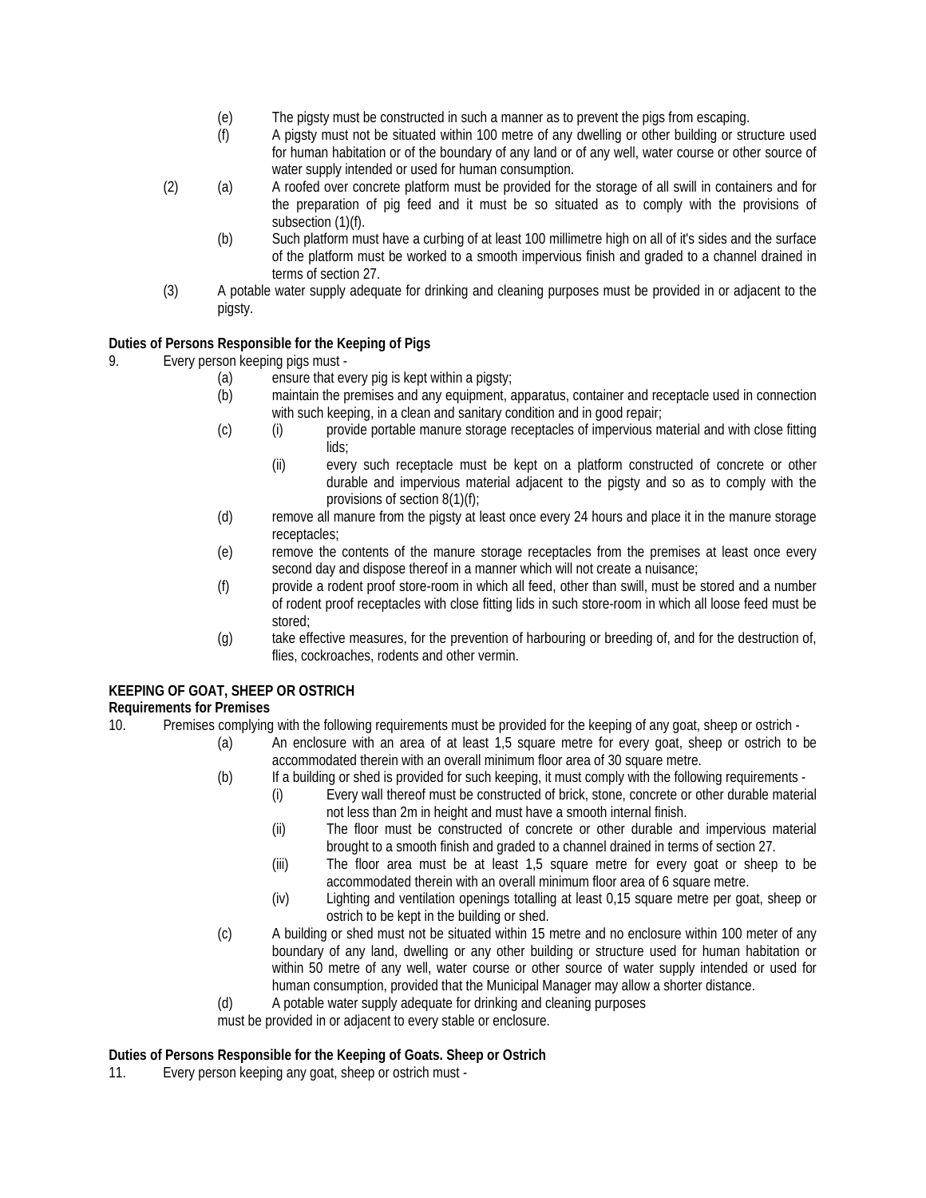(e) The pigsty must be constructed in such a manner as to prevent the pigs from escaping.

(f) A pigsty must not be situated within 100 metre of any dwelling or other building or structure used for human habitation or of the boundary of any land or of any well, water course or other source of water supply intended or used for human consumption.

(2) (a) A roofed over concrete platform must be provided for the storage of all swill in containers and for the preparation of pig feed and it must be so situated as to comply with the provisions of subsection (1)(f).

(b) Such platform must have a curbing of at least 100 millimetre high on all of it's sides and the surface of the platform must be worked to a smooth impervious finish and graded to a channel drained in terms of section 27.

(3) A potable water supply adequate for drinking and cleaning purposes must be provided in or adjacent to the pigsty.

**Duties of Persons Responsible for the Keeping of Pigs**

9. Every person keeping pigs must -

(a) ensure that every pig is kept within a pigsty;

(b) maintain the premises and any equipment, apparatus, container and receptacle used in connection with such keeping, in a clean and sanitary condition and in good repair;

(c) (i) provide portable manure storage receptacles of impervious material and with close fitting lids;

(ii) every such receptacle must be kept on a platform constructed of concrete or other durable and impervious material adjacent to the pigsty and so as to comply with the provisions of section 8(1)(f);

(d) remove all manure from the pigsty at least once every 24 hours and place it in the manure storage receptacles;

(e) remove the contents of the manure storage receptacles from the premises at least once every second day and dispose thereof in a manner which will not create a nuisance;

(f) provide a rodent proof store-room in which all feed, other than swill, must be stored and a number of rodent proof receptacles with close fitting lids in such store-room in which all loose feed must be stored;

(g) take effective measures, for the prevention of harbouring or breeding of, and for the destruction of, flies, cockroaches, rodents and other vermin.

**KEEPING OF GOAT, SHEEP OR OSTRICH**

**Requirements for Premises**

10. Premises complying with the following requirements must be provided for the keeping of any goat, sheep or ostrich -

(a) An enclosure with an area of at least 1,5 square metre for every goat, sheep or ostrich to be accommodated therein with an overall minimum floor area of 30 square metre.

(b) If a building or shed is provided for such keeping, it must comply with the following requirements -

(i) Every wall thereof must be constructed of brick, stone, concrete or other durable material not less than 2m in height and must have a smooth internal finish.

(ii) The floor must be constructed of concrete or other durable and impervious material brought to a smooth finish and graded to a channel drained in terms of section 27.

(iii) The floor area must be at least 1,5 square metre for every goat or sheep to be accommodated therein with an overall minimum floor area of 6 square metre.

(iv) Lighting and ventilation openings totalling at least 0,15 square metre per goat, sheep or ostrich to be kept in the building or shed.

(c) A building or shed must not be situated within 15 metre and no enclosure within 100 meter of any boundary of any land, dwelling or any other building or structure used for human habitation or within 50 metre of any well, water course or other source of water supply intended or used for human consumption, provided that the Municipal Manager may allow a shorter distance.

(d) A potable water supply adequate for drinking and cleaning purposes must be provided in or adjacent to every stable or enclosure.

**Duties of Persons Responsible for the Keeping of Goats. Sheep or Ostrich**

11. Every person keeping any goat, sheep or ostrich must -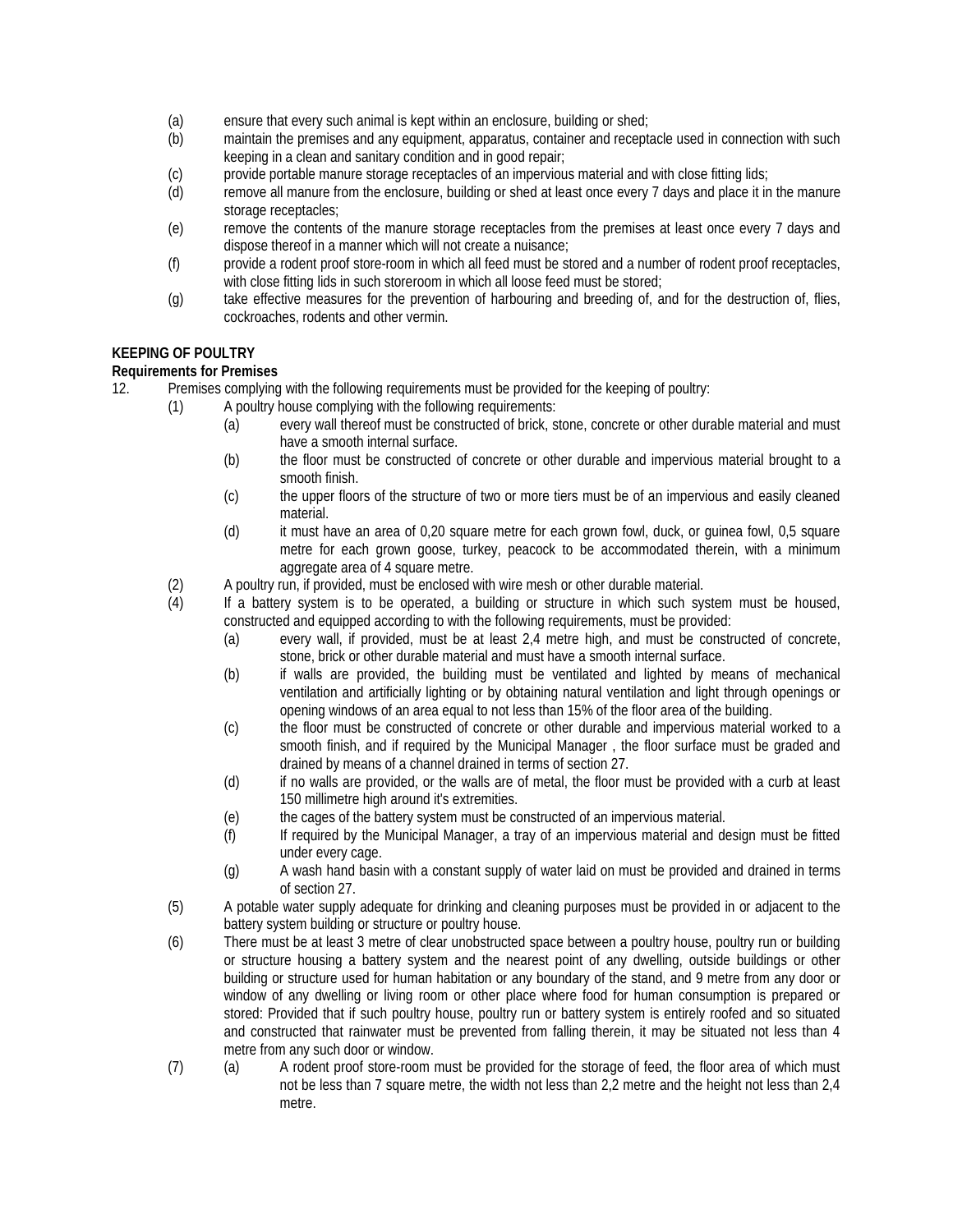(a) ensure that every such animal is kept within an enclosure, building or shed;

(b) maintain the premises and any equipment, apparatus, container and receptacle used in connection with such keeping in a clean and sanitary condition and in good repair;

(c) provide portable manure storage receptacles of an impervious material and with close fitting lids;

(d) remove all manure from the enclosure, building or shed at least once every 7 days and place it in the manure storage receptacles;

(e) remove the contents of the manure storage receptacles from the premises at least once every 7 days and dispose thereof in a manner which will not create a nuisance;

(f) provide a rodent proof store-room in which all feed must be stored and a number of rodent proof receptacles, with close fitting lids in such storeroom in which all loose feed must be stored;

(g) take effective measures for the prevention of harbouring and breeding of, and for the destruction of, flies, cockroaches, rodents and other vermin.

**KEEPING OF POULTRY**

**Requirements for Premises**

12. Premises complying with the following requirements must be provided for the keeping of poultry:

(1) A poultry house complying with the following requirements:

(a) every wall thereof must be constructed of brick, stone, concrete or other durable material and must have a smooth internal surface.

(b) the floor must be constructed of concrete or other durable and impervious material brought to a smooth finish.

(c) the upper floors of the structure of two or more tiers must be of an impervious and easily cleaned material.

(d) it must have an area of 0,20 square metre for each grown fowl, duck, or guinea fowl, 0,5 square metre for each grown goose, turkey, peacock to be accommodated therein, with a minimum aggregate area of 4 square metre.

(2) A poultry run, if provided, must be enclosed with wire mesh or other durable material.

(4) If a battery system is to be operated, a building or structure in which such system must be housed, constructed and equipped according to with the following requirements, must be provided:

(a) every wall, if provided, must be at least 2,4 metre high, and must be constructed of concrete, stone, brick or other durable material and must have a smooth internal surface.

(b) if walls are provided, the building must be ventilated and lighted by means of mechanical ventilation and artificially lighting or by obtaining natural ventilation and light through openings or opening windows of an area equal to not less than 15% of the floor area of the building.

(c) the floor must be constructed of concrete or other durable and impervious material worked to a smooth finish, and if required by the Municipal Manager , the floor surface must be graded and drained by means of a channel drained in terms of section 27.

(d) if no walls are provided, or the walls are of metal, the floor must be provided with a curb at least 150 millimetre high around it's extremities.

(e) the cages of the battery system must be constructed of an impervious material.

(f) If required by the Municipal Manager, a tray of an impervious material and design must be fitted under every cage.

(g) A wash hand basin with a constant supply of water laid on must be provided and drained in terms of section 27.

(5) A potable water supply adequate for drinking and cleaning purposes must be provided in or adjacent to the battery system building or structure or poultry house.

(6) There must be at least 3 metre of clear unobstructed space between a poultry house, poultry run or building or structure housing a battery system and the nearest point of any dwelling, outside buildings or other building or structure used for human habitation or any boundary of the stand, and 9 metre from any door or window of any dwelling or living room or other place where food for human consumption is prepared or stored: Provided that if such poultry house, poultry run or battery system is entirely roofed and so situated and constructed that rainwater must be prevented from falling therein, it may be situated not less than 4 metre from any such door or window.

(7) (a) A rodent proof store-room must be provided for the storage of feed, the floor area of which must not be less than 7 square metre, the width not less than 2,2 metre and the height not less than 2,4 metre.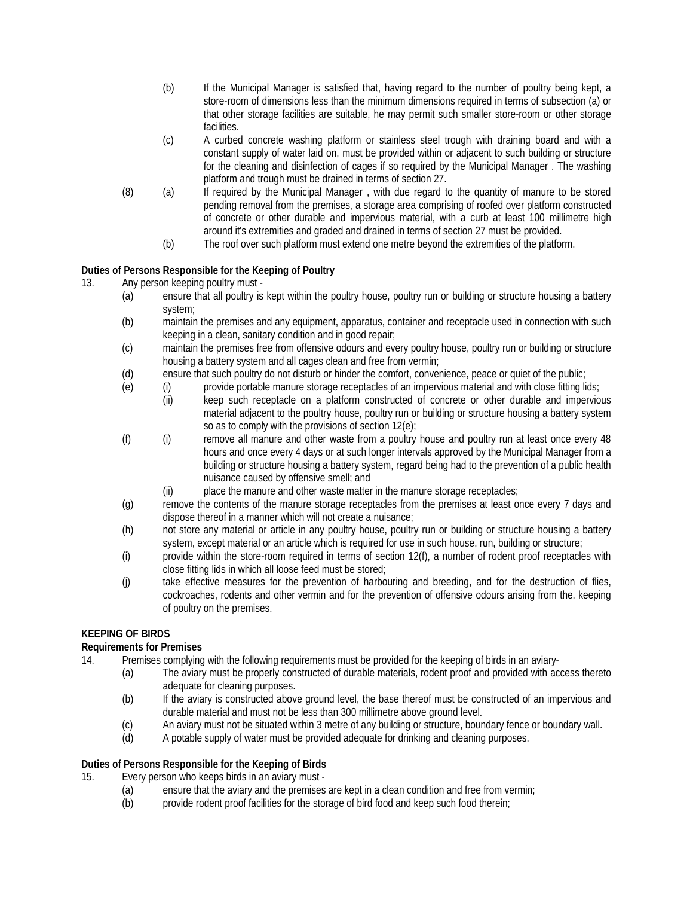(b) If the Municipal Manager is satisfied that, having regard to the number of poultry being kept, a store-room of dimensions less than the minimum dimensions required in terms of subsection (a) or that other storage facilities are suitable, he may permit such smaller store-room or other storage facilities.

(c) A curbed concrete washing platform or stainless steel trough with draining board and with a constant supply of water laid on, must be provided within or adjacent to such building or structure for the cleaning and disinfection of cages if so required by the Municipal Manager . The washing platform and trough must be drained in terms of section 27.

(8) (a) If required by the Municipal Manager , with due regard to the quantity of manure to be stored pending removal from the premises, a storage area comprising of roofed over platform constructed of concrete or other durable and impervious material, with a curb at least 100 millimetre high around it's extremities and graded and drained in terms of section 27 must be provided.

(b) The roof over such platform must extend one metre beyond the extremities of the platform.

**Duties of Persons Responsible for the Keeping of Poultry**

13. Any person keeping poultry must -

(a) ensure that all poultry is kept within the poultry house, poultry run or building or structure housing a battery system;

(b) maintain the premises and any equipment, apparatus, container and receptacle used in connection with such keeping in a clean, sanitary condition and in good repair;

(c) maintain the premises free from offensive odours and every poultry house, poultry run or building or structure housing a battery system and all cages clean and free from vermin;

(d) ensure that such poultry do not disturb or hinder the comfort, convenience, peace or quiet of the public;

(e) (i) provide portable manure storage receptacles of an impervious material and with close fitting lids;

(ii) keep such receptacle on a platform constructed of concrete or other durable and impervious material adjacent to the poultry house, poultry run or building or structure housing a battery system so as to comply with the provisions of section 12(e);

(f) (i) remove all manure and other waste from a poultry house and poultry run at least once every 48 hours and once every 4 days or at such longer intervals approved by the Municipal Manager from a building or structure housing a battery system, regard being had to the prevention of a public health nuisance caused by offensive smell; and

(ii) place the manure and other waste matter in the manure storage receptacles;

(g) remove the contents of the manure storage receptacles from the premises at least once every 7 days and dispose thereof in a manner which will not create a nuisance;

(h) not store any material or article in any poultry house, poultry run or building or structure housing a battery system, except material or an article which is required for use in such house, run, building or structure;

(i) provide within the store-room required in terms of section 12(f), a number of rodent proof receptacles with close fitting lids in which all loose feed must be stored;

(j) take effective measures for the prevention of harbouring and breeding, and for the destruction of flies, cockroaches, rodents and other vermin and for the prevention of offensive odours arising from the. keeping of poultry on the premises.

**KEEPING OF BIRDS**

**Requirements for Premises**

14. Premises complying with the following requirements must be provided for the keeping of birds in an aviary-

(a) The aviary must be properly constructed of durable materials, rodent proof and provided with access thereto adequate for cleaning purposes.

(b) If the aviary is constructed above ground level, the base thereof must be constructed of an impervious and durable material and must not be less than 300 millimetre above ground level.

(c) An aviary must not be situated within 3 metre of any building or structure, boundary fence or boundary wall.

(d) A potable supply of water must be provided adequate for drinking and cleaning purposes.

**Duties of Persons Responsible for the Keeping of Birds**

15. Every person who keeps birds in an aviary must -

(a) ensure that the aviary and the premises are kept in a clean condition and free from vermin;

(b) provide rodent proof facilities for the storage of bird food and keep such food therein;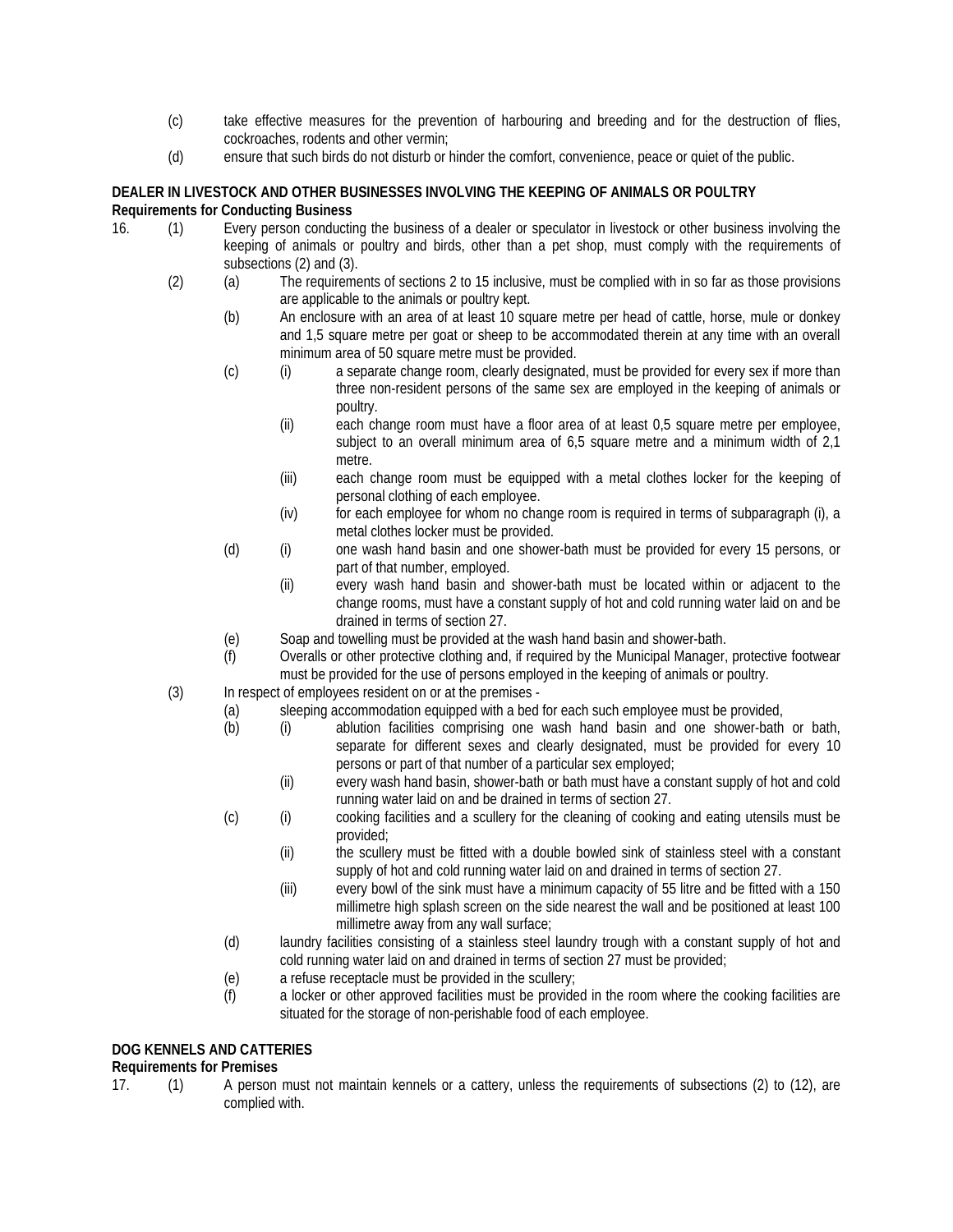(c) take effective measures for the prevention of harbouring and breeding and for the destruction of flies, cockroaches, rodents and other vermin;

(d) ensure that such birds do not disturb or hinder the comfort, convenience, peace or quiet of the public.

**DEALER IN LIVESTOCK AND OTHER BUSINESSES INVOLVING THE KEEPING OF ANIMALS OR POULTRY**

**Requirements for Conducting Business**

16. (1) Every person conducting the business of a dealer or speculator in livestock or other business involving the keeping of animals or poultry and birds, other than a pet shop, must comply with the requirements of subsections (2) and (3).

(2) (a) The requirements of sections 2 to 15 inclusive, must be complied with in so far as those provisions are applicable to the animals or poultry kept.

(b) An enclosure with an area of at least 10 square metre per head of cattle, horse, mule or donkey and 1,5 square metre per goat or sheep to be accommodated therein at any time with an overall minimum area of 50 square metre must be provided.

(c) (i) a separate change room, clearly designated, must be provided for every sex if more than three non-resident persons of the same sex are employed in the keeping of animals or poultry.

(ii) each change room must have a floor area of at least 0,5 square metre per employee, subject to an overall minimum area of 6,5 square metre and a minimum width of 2,1 metre.

(iii) each change room must be equipped with a metal clothes locker for the keeping of personal clothing of each employee.

(iv) for each employee for whom no change room is required in terms of subparagraph (i), a metal clothes locker must be provided.

(d) (i) one wash hand basin and one shower-bath must be provided for every 15 persons, or part of that number, employed.

(ii) every wash hand basin and shower-bath must be located within or adjacent to the change rooms, must have a constant supply of hot and cold running water laid on and be drained in terms of section 27.

(e) Soap and towelling must be provided at the wash hand basin and shower-bath.

(f) Overalls or other protective clothing and, if required by the Municipal Manager, protective footwear must be provided for the use of persons employed in the keeping of animals or poultry.

(3) In respect of employees resident on or at the premises -

(a) sleeping accommodation equipped with a bed for each such employee must be provided,

(b) (i) ablution facilities comprising one wash hand basin and one shower-bath or bath, separate for different sexes and clearly designated, must be provided for every 10 persons or part of that number of a particular sex employed;

(ii) every wash hand basin, shower-bath or bath must have a constant supply of hot and cold running water laid on and be drained in terms of section 27.

(c) (i) cooking facilities and a scullery for the cleaning of cooking and eating utensils must be provided;

(ii) the scullery must be fitted with a double bowled sink of stainless steel with a constant supply of hot and cold running water laid on and drained in terms of section 27.

(iii) every bowl of the sink must have a minimum capacity of 55 litre and be fitted with a 150 millimetre high splash screen on the side nearest the wall and be positioned at least 100 millimetre away from any wall surface;

(d) laundry facilities consisting of a stainless steel laundry trough with a constant supply of hot and cold running water laid on and drained in terms of section 27 must be provided;

(e) a refuse receptacle must be provided in the scullery;

(f) a locker or other approved facilities must be provided in the room where the cooking facilities are situated for the storage of non-perishable food of each employee.

**DOG KENNELS AND CATTERIES**

**Requirements for Premises**

17. (1) A person must not maintain kennels or a cattery, unless the requirements of subsections (2) to (12), are complied with.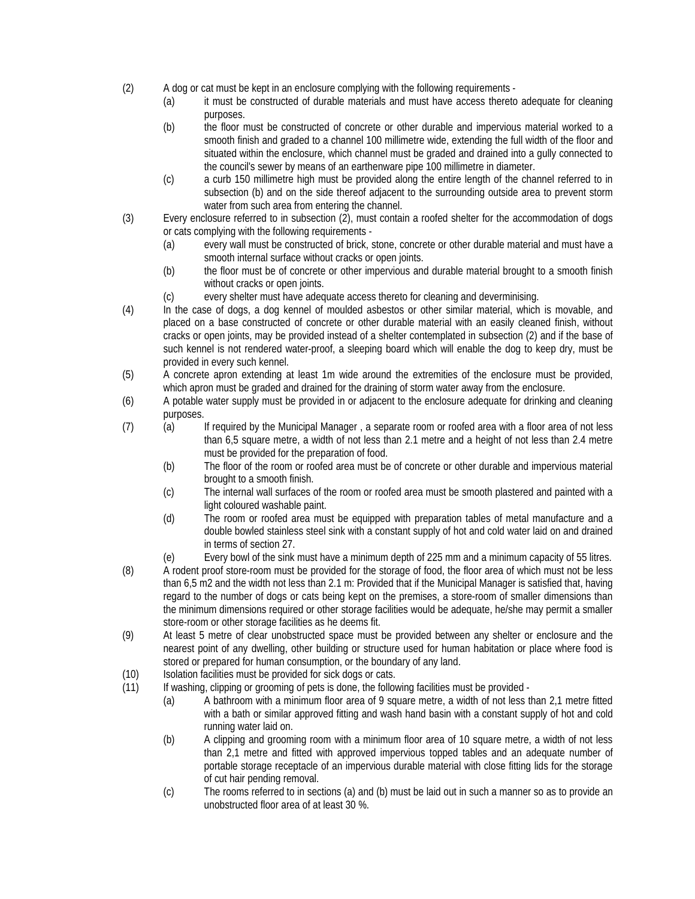(2) A dog or cat must be kept in an enclosure complying with the following requirements -

  (a) it must be constructed of durable materials and must have access thereto adequate for cleaning purposes.

  (b) the floor must be constructed of concrete or other durable and impervious material worked to a smooth finish and graded to a channel 100 millimetre wide, extending the full width of the floor and situated within the enclosure, which channel must be graded and drained into a gully connected to the council's sewer by means of an earthenware pipe 100 millimetre in diameter.

  (c) a curb 150 millimetre high must be provided along the entire length of the channel referred to in subsection (b) and on the side thereof adjacent to the surrounding outside area to prevent storm water from such area from entering the channel.

(3) Every enclosure referred to in subsection (2), must contain a roofed shelter for the accommodation of dogs or cats complying with the following requirements -

  (a) every wall must be constructed of brick, stone, concrete or other durable material and must have a smooth internal surface without cracks or open joints.

  (b) the floor must be of concrete or other impervious and durable material brought to a smooth finish without cracks or open joints.

  (c) every shelter must have adequate access thereto for cleaning and deverminising.

(4) In the case of dogs, a dog kennel of moulded asbestos or other similar material, which is movable, and placed on a base constructed of concrete or other durable material with an easily cleaned finish, without cracks or open joints, may be provided instead of a shelter contemplated in subsection (2) and if the base of such kennel is not rendered water-proof, a sleeping board which will enable the dog to keep dry, must be provided in every such kennel.

(5) A concrete apron extending at least 1m wide around the extremities of the enclosure must be provided, which apron must be graded and drained for the draining of storm water away from the enclosure.

(6) A potable water supply must be provided in or adjacent to the enclosure adequate for drinking and cleaning purposes.

(7) (a) If required by the Municipal Manager , a separate room or roofed area with a floor area of not less than 6,5 square metre, a width of not less than 2.1 metre and a height of not less than 2.4 metre must be provided for the preparation of food.

  (b) The floor of the room or roofed area must be of concrete or other durable and impervious material brought to a smooth finish.

  (c) The internal wall surfaces of the room or roofed area must be smooth plastered and painted with a light coloured washable paint.

  (d) The room or roofed area must be equipped with preparation tables of metal manufacture and a double bowled stainless steel sink with a constant supply of hot and cold water laid on and drained in terms of section 27.

  (e) Every bowl of the sink must have a minimum depth of 225 mm and a minimum capacity of 55 litres.

(8) A rodent proof store-room must be provided for the storage of food, the floor area of which must not be less than 6,5 m2 and the width not less than 2.1 m: Provided that if the Municipal Manager is satisfied that, having regard to the number of dogs or cats being kept on the premises, a store-room of smaller dimensions than the minimum dimensions required or other storage facilities would be adequate, he/she may permit a smaller store-room or other storage facilities as he deems fit.

(9) At least 5 metre of clear unobstructed space must be provided between any shelter or enclosure and the nearest point of any dwelling, other building or structure used for human habitation or place where food is stored or prepared for human consumption, or the boundary of any land.

(10) Isolation facilities must be provided for sick dogs or cats.

(11) If washing, clipping or grooming of pets is done, the following facilities must be provided -

  (a) A bathroom with a minimum floor area of 9 square metre, a width of not less than 2,1 metre fitted with a bath or similar approved fitting and wash hand basin with a constant supply of hot and cold running water laid on.

  (b) A clipping and grooming room with a minimum floor area of 10 square metre, a width of not less than 2,1 metre and fitted with approved impervious topped tables and an adequate number of portable storage receptacle of an impervious durable material with close fitting lids for the storage of cut hair pending removal.

  (c) The rooms referred to in sections (a) and (b) must be laid out in such a manner so as to provide an unobstructed floor area of at least 30 %.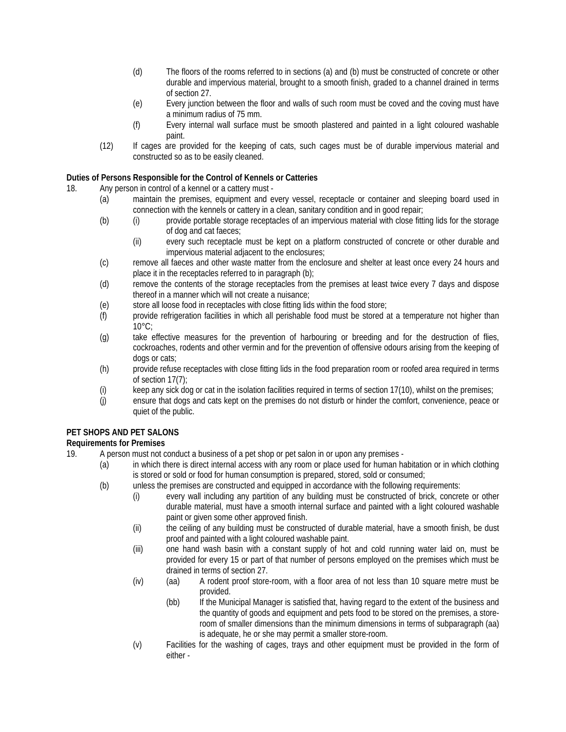(d) The floors of the rooms referred to in sections (a) and (b) must be constructed of concrete or other durable and impervious material, brought to a smooth finish, graded to a channel drained in terms of section 27.

(e) Every junction between the floor and walls of such room must be coved and the coving must have a minimum radius of 75 mm.

(f) Every internal wall surface must be smooth plastered and painted in a light coloured washable paint.

(12) If cages are provided for the keeping of cats, such cages must be of durable impervious material and constructed so as to be easily cleaned.

**Duties of Persons Responsible for the Control of Kennels or Catteries**

18. Any person in control of a kennel or a cattery must -

(a) maintain the premises, equipment and every vessel, receptacle or container and sleeping board used in connection with the kennels or cattery in a clean, sanitary condition and in good repair;

(b) (i) provide portable storage receptacles of an impervious material with close fitting lids for the storage of dog and cat faeces;

(ii) every such receptacle must be kept on a platform constructed of concrete or other durable and impervious material adjacent to the enclosures;

(c) remove all faeces and other waste matter from the enclosure and shelter at least once every 24 hours and place it in the receptacles referred to in paragraph (b);

(d) remove the contents of the storage receptacles from the premises at least twice every 7 days and dispose thereof in a manner which will not create a nuisance;

(e) store all loose food in receptacles with close fitting lids within the food store;

(f) provide refrigeration facilities in which all perishable food must be stored at a temperature not higher than 10°C;

(g) take effective measures for the prevention of harbouring or breeding and for the destruction of flies, cockroaches, rodents and other vermin and for the prevention of offensive odours arising from the keeping of dogs or cats;

(h) provide refuse receptacles with close fitting lids in the food preparation room or roofed area required in terms of section 17(7);

(i) keep any sick dog or cat in the isolation facilities required in terms of section 17(10), whilst on the premises;

(j) ensure that dogs and cats kept on the premises do not disturb or hinder the comfort, convenience, peace or quiet of the public.

**PET SHOPS AND PET SALONS**

**Requirements for Premises**

19. A person must not conduct a business of a pet shop or pet salon in or upon any premises -

(a) in which there is direct internal access with any room or place used for human habitation or in which clothing is stored or sold or food for human consumption is prepared, stored, sold or consumed;

(b) unless the premises are constructed and equipped in accordance with the following requirements:

(i) every wall including any partition of any building must be constructed of brick, concrete or other durable material, must have a smooth internal surface and painted with a light coloured washable paint or given some other approved finish.

(ii) the ceiling of any building must be constructed of durable material, have a smooth finish, be dust proof and painted with a light coloured washable paint.

(iii) one hand wash basin with a constant supply of hot and cold running water laid on, must be provided for every 15 or part of that number of persons employed on the premises which must be drained in terms of section 27.

(iv) (aa) A rodent proof store-room, with a floor area of not less than 10 square metre must be provided.

(bb) If the Municipal Manager is satisfied that, having regard to the extent of the business and the quantity of goods and equipment and pets food to be stored on the premises, a store-room of smaller dimensions than the minimum dimensions in terms of subparagraph (aa) is adequate, he or she may permit a smaller store-room.

(v) Facilities for the washing of cages, trays and other equipment must be provided in the form of either -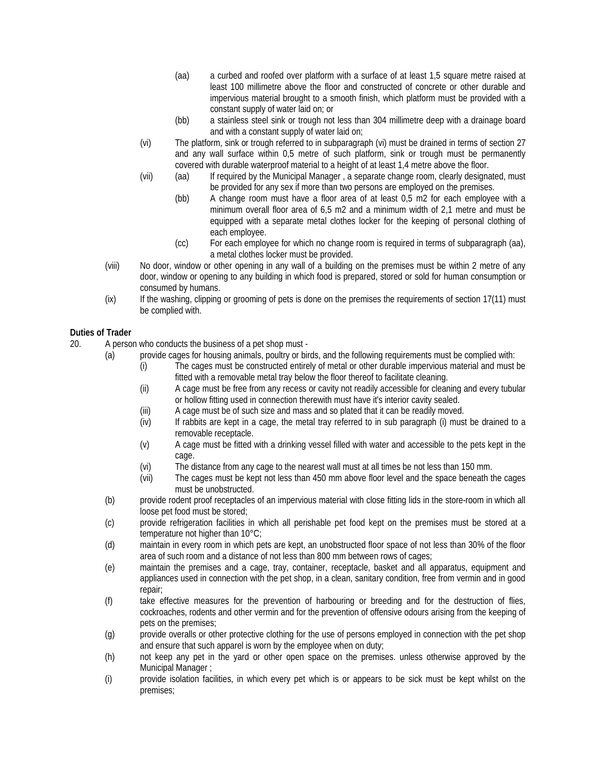(aa) a curbed and roofed over platform with a surface of at least 1,5 square metre raised at least 100 millimetre above the floor and constructed of concrete or other durable and impervious material brought to a smooth finish, which platform must be provided with a constant supply of water laid on; or

(bb) a stainless steel sink or trough not less than 304 millimetre deep with a drainage board and with a constant supply of water laid on;

(vi) The platform, sink or trough referred to in subparagraph (vi) must be drained in terms of section 27 and any wall surface within 0,5 metre of such platform, sink or trough must be permanently covered with durable waterproof material to a height of at least 1,4 metre above the floor.

(vii) (aa) If required by the Municipal Manager , a separate change room, clearly designated, must be provided for any sex if more than two persons are employed on the premises.

(bb) A change room must have a floor area of at least 0,5 m2 for each employee with a minimum overall floor area of 6,5 m2 and a minimum width of 2,1 metre and must be equipped with a separate metal clothes locker for the keeping of personal clothing of each employee.

(cc) For each employee for which no change room is required in terms of subparagraph (aa), a metal clothes locker must be provided.

(viii) No door, window or other opening in any wall of a building on the premises must be within 2 metre of any door, window or opening to any building in which food is prepared, stored or sold for human consumption or consumed by humans.

(ix) If the washing, clipping or grooming of pets is done on the premises the requirements of section 17(11) must be complied with.

**Duties of Trader**

20. A person who conducts the business of a pet shop must -

(a) provide cages for housing animals, poultry or birds, and the following requirements must be complied with:

(i) The cages must be constructed entirely of metal or other durable impervious material and must be fitted with a removable metal tray below the floor thereof to facilitate cleaning.

(ii) A cage must be free from any recess or cavity not readily accessible for cleaning and every tubular or hollow fitting used in connection therewith must have it's interior cavity sealed.

(iii) A cage must be of such size and mass and so plated that it can be readily moved.

(iv) If rabbits are kept in a cage, the metal tray referred to in sub paragraph (i) must be drained to a removable receptacle.

(v) A cage must be fitted with a drinking vessel filled with water and accessible to the pets kept in the cage.

(vi) The distance from any cage to the nearest wall must at all times be not less than 150 mm.

(vii) The cages must be kept not less than 450 mm above floor level and the space beneath the cages must be unobstructed.

(b) provide rodent proof receptacles of an impervious material with close fitting lids in the store-room in which all loose pet food must be stored;

(c) provide refrigeration facilities in which all perishable pet food kept on the premises must be stored at a temperature not higher than 10°C;

(d) maintain in every room in which pets are kept, an unobstructed floor space of not less than 30% of the floor area of such room and a distance of not less than 800 mm between rows of cages;

(e) maintain the premises and a cage, tray, container, receptacle, basket and all apparatus, equipment and appliances used in connection with the pet shop, in a clean, sanitary condition, free from vermin and in good repair;

(f) take effective measures for the prevention of harbouring or breeding and for the destruction of flies, cockroaches, rodents and other vermin and for the prevention of offensive odours arising from the keeping of pets on the premises;

(g) provide overalls or other protective clothing for the use of persons employed in connection with the pet shop and ensure that such apparel is worn by the employee when on duty;

(h) not keep any pet in the yard or other open space on the premises. unless otherwise approved by the Municipal Manager ;

(i) provide isolation facilities, in which every pet which is or appears to be sick must be kept whilst on the premises;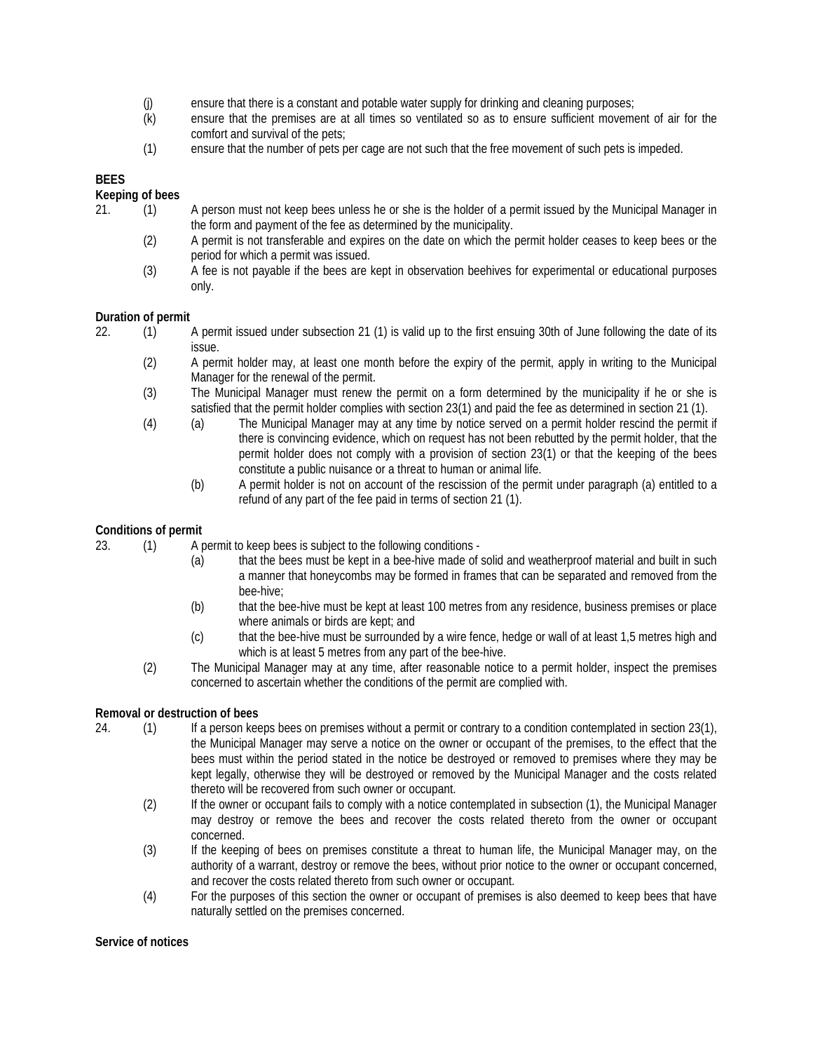(j) ensure that there is a constant and potable water supply for drinking and cleaning purposes;

(k) ensure that the premises are at all times so ventilated so as to ensure sufficient movement of air for the comfort and survival of the pets;

(1) ensure that the number of pets per cage are not such that the free movement of such pets is impeded.

**BEES**

**Keeping of bees**

21. (1) A person must not keep bees unless he or she is the holder of a permit issued by the Municipal Manager in the form and payment of the fee as determined by the municipality.

(2) A permit is not transferable and expires on the date on which the permit holder ceases to keep bees or the period for which a permit was issued.

(3) A fee is not payable if the bees are kept in observation beehives for experimental or educational purposes only.

**Duration of permit**

22. (1) A permit issued under subsection 21 (1) is valid up to the first ensuing 30th of June following the date of its issue.

(2) A permit holder may, at least one month before the expiry of the permit, apply in writing to the Municipal Manager for the renewal of the permit.

(3) The Municipal Manager must renew the permit on a form determined by the municipality if he or she is satisfied that the permit holder complies with section 23(1) and paid the fee as determined in section 21 (1).

(4) (a) The Municipal Manager may at any time by notice served on a permit holder rescind the permit if there is convincing evidence, which on request has not been rebutted by the permit holder, that the permit holder does not comply with a provision of section 23(1) or that the keeping of the bees constitute a public nuisance or a threat to human or animal life.

(b) A permit holder is not on account of the rescission of the permit under paragraph (a) entitled to a refund of any part of the fee paid in terms of section 21 (1).

**Conditions of permit**

23. (1) A permit to keep bees is subject to the following conditions -

(a) that the bees must be kept in a bee-hive made of solid and weatherproof material and built in such a manner that honeycombs may be formed in frames that can be separated and removed from the bee-hive;

(b) that the bee-hive must be kept at least 100 metres from any residence, business premises or place where animals or birds are kept; and

(c) that the bee-hive must be surrounded by a wire fence, hedge or wall of at least 1,5 metres high and which is at least 5 metres from any part of the bee-hive.

(2) The Municipal Manager may at any time, after reasonable notice to a permit holder, inspect the premises concerned to ascertain whether the conditions of the permit are complied with.

**Removal or destruction of bees**

24. (1) If a person keeps bees on premises without a permit or contrary to a condition contemplated in section 23(1), the Municipal Manager may serve a notice on the owner or occupant of the premises, to the effect that the bees must within the period stated in the notice be destroyed or removed to premises where they may be kept legally, otherwise they will be destroyed or removed by the Municipal Manager and the costs related thereto will be recovered from such owner or occupant.

(2) If the owner or occupant fails to comply with a notice contemplated in subsection (1), the Municipal Manager may destroy or remove the bees and recover the costs related thereto from the owner or occupant concerned.

(3) If the keeping of bees on premises constitute a threat to human life, the Municipal Manager may, on the authority of a warrant, destroy or remove the bees, without prior notice to the owner or occupant concerned, and recover the costs related thereto from such owner or occupant.

(4) For the purposes of this section the owner or occupant of premises is also deemed to keep bees that have naturally settled on the premises concerned.

**Service of notices**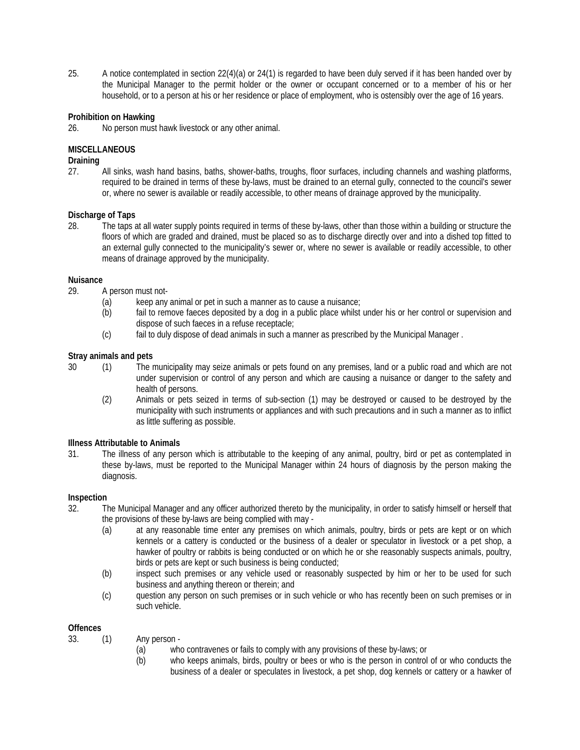25. A notice contemplated in section 22(4)(a) or 24(1) is regarded to have been duly served if it has been handed over by the Municipal Manager to the permit holder or the owner or occupant concerned or to a member of his or her household, or to a person at his or her residence or place of employment, who is ostensibly over the age of 16 years.

**Prohibition on Hawking**

26. No person must hawk livestock or any other animal.

**MISCELLANEOUS**

**Draining**

27. All sinks, wash hand basins, baths, shower-baths, troughs, floor surfaces, including channels and washing platforms, required to be drained in terms of these by-laws, must be drained to an eternal gully, connected to the council's sewer or, where no sewer is available or readily accessible, to other means of drainage approved by the municipality.

**Discharge of Taps**

28. The taps at all water supply points required in terms of these by-laws, other than those within a building or structure the floors of which are graded and drained, must be placed so as to discharge directly over and into a dished top fitted to an external gully connected to the municipality's sewer or, where no sewer is available or readily accessible, to other means of drainage approved by the municipality.

**Nuisance**

29. A person must not-
    - (a) keep any animal or pet in such a manner as to cause a nuisance;
    - (b) fail to remove faeces deposited by a dog in a public place whilst under his or her control or supervision and dispose of such faeces in a refuse receptacle;
    - (c) fail to duly dispose of dead animals in such a manner as prescribed by the Municipal Manager .

**Stray animals and pets**

30 (1) The municipality may seize animals or pets found on any premises, land or a public road and which are not under supervision or control of any person and which are causing a nuisance or danger to the safety and health of persons.

(2) Animals or pets seized in terms of sub-section (1) may be destroyed or caused to be destroyed by the municipality with such instruments or appliances and with such precautions and in such a manner as to inflict as little suffering as possible.

**Illness Attributable to Animals**

31. The illness of any person which is attributable to the keeping of any animal, poultry, bird or pet as contemplated in these by-laws, must be reported to the Municipal Manager within 24 hours of diagnosis by the person making the diagnosis.

**Inspection**

32. The Municipal Manager and any officer authorized thereto by the municipality, in order to satisfy himself or herself that the provisions of these by-laws are being complied with may -
    - (a) at any reasonable time enter any premises on which animals, poultry, birds or pets are kept or on which kennels or a cattery is conducted or the business of a dealer or speculator in livestock or a pet shop, a hawker of poultry or rabbits is being conducted or on which he or she reasonably suspects animals, poultry, birds or pets are kept or such business is being conducted;
    - (b) inspect such premises or any vehicle used or reasonably suspected by him or her to be used for such business and anything thereon or therein; and
    - (c) question any person on such premises or in such vehicle or who has recently been on such premises or in such vehicle.

**Offences**

33. (1) Any person -
    - (a) who contravenes or fails to comply with any provisions of these by-laws; or
    - (b) who keeps animals, birds, poultry or bees or who is the person in control of or who conducts the business of a dealer or speculates in livestock, a pet shop, dog kennels or cattery or a hawker of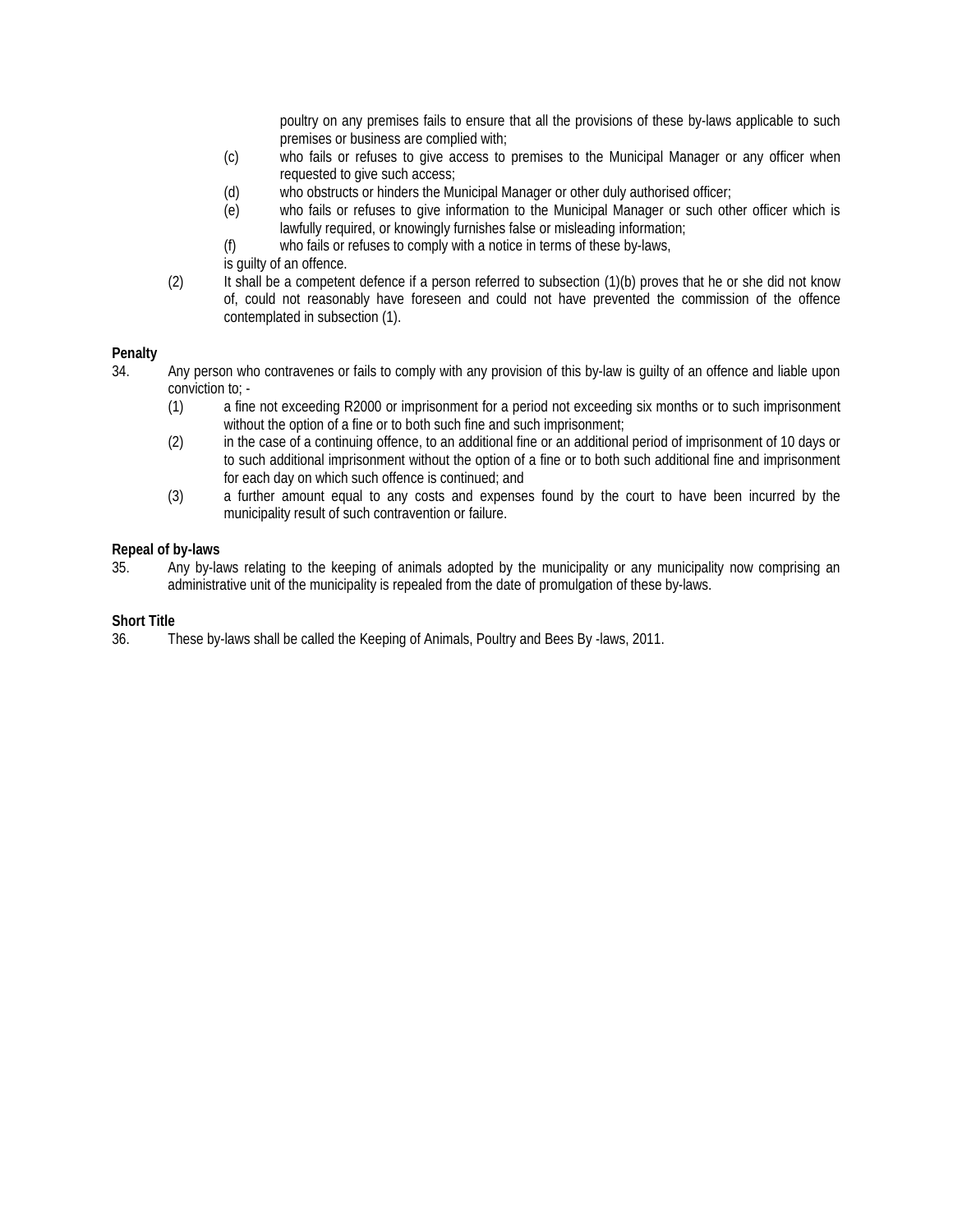poultry on any premises fails to ensure that all the provisions of these by-laws applicable to such premises or business are complied with;

(c) who fails or refuses to give access to premises to the Municipal Manager or any officer when requested to give such access;

(d) who obstructs or hinders the Municipal Manager or other duly authorised officer;

(e) who fails or refuses to give information to the Municipal Manager or such other officer which is lawfully required, or knowingly furnishes false or misleading information;

(f) who fails or refuses to comply with a notice in terms of these by-laws,

is guilty of an offence.

(2) It shall be a competent defence if a person referred to subsection (1)(b) proves that he or she did not know of, could not reasonably have foreseen and could not have prevented the commission of the offence contemplated in subsection (1).

**Penalty**

34. Any person who contravenes or fails to comply with any provision of this by-law is guilty of an offence and liable upon conviction to; -

(1) a fine not exceeding R2000 or imprisonment for a period not exceeding six months or to such imprisonment without the option of a fine or to both such fine and such imprisonment;

(2) in the case of a continuing offence, to an additional fine or an additional period of imprisonment of 10 days or to such additional imprisonment without the option of a fine or to both such additional fine and imprisonment for each day on which such offence is continued; and

(3) a further amount equal to any costs and expenses found by the court to have been incurred by the municipality result of such contravention or failure.

**Repeal of by-laws**

35. Any by-laws relating to the keeping of animals adopted by the municipality or any municipality now comprising an administrative unit of the municipality is repealed from the date of promulgation of these by-laws.

**Short Title**

36. These by-laws shall be called the Keeping of Animals, Poultry and Bees By -laws, 2011.